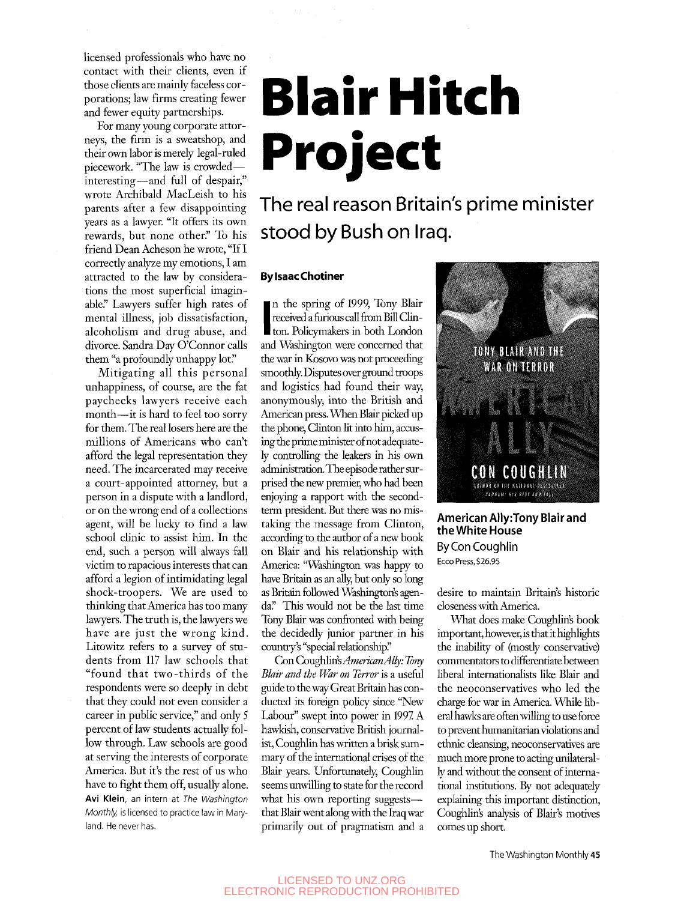licensed professionals who have no contact with their clients, even if those clients are mainly faceless corporations; law firms creating fewer and fewer equity partnerships.

For many young corporate attorneys, the firm is a sweatshop, and their own labor is merely legal-ruled piecework. "The law is crowded—interesting—and full of despair," wrote Archibald MacLeish to his parents after a few disappointing years as a lawyer. "It offers its own rewards, but none other." To his friend Dean Acheson he wrote, "If I correctly analyze my emotions, I am attracted to the law by considerations the most superficial imaginable." Lawyers suffer high rates of mental illness, job dissatisfaction, alcoholism and drug abuse, and divorce. Sandra Day O'Connor calls them "a profoundly unhappy lot."

Mitigating all this personal unhappiness, of course, are the fat paychecks lawyers receive each month—it is hard to feel too sorry for them. The real losers here are the millions of Americans who can't afford the legal representation they need. The incarcerated may receive a court-appointed attorney, but a person in a dispute with a landlord, or on the wrong end of a collections agent, will be lucky to find a law school clinic to assist him. In the end, such a person will always fall victim to rapacious interests that can afford a legion of intimidating legal shock-troopers. We are used to thinking that America has too many lawyers. The truth is, the lawyers we have are just the wrong kind. Litowitz refers to a survey of students from 117 law schools that "found that two-thirds of the respondents were so deeply in debt that they could not even consider a career in public service," and only 5 percent of law students actually follow through. Law schools are good at serving the interests of corporate America. But it's the rest of us who have to fight them off, usually alone.

**Avi Klein**, an intern at *The Washington Monthly*, is licensed to practice law in Maryland. He never has.

# Blair Hitch Project

## The real reason Britain's prime minister stood by Bush on Iraq.

**By Isaac Chotiner**

**American Ally: Tony Blair and the White House**
By Con Coughlin
Ecco Press, $26.95

In the spring of 1999, Tony Blair received a furious call from Bill Clinton. Policymakers in both London and Washington were concerned that the war in Kosovo was not proceeding smoothly. Disputes over ground troops and logistics had found their way, anonymously, into the British and American press. When Blair picked up the phone, Clinton lit into him, accusing the prime minister of not adequately controlling the leakers in his own administration. The episode rather surprised the new premier, who had been enjoying a rapport with the second-term president. But there was no mistaking the message from Clinton, according to the author of a new book on Blair and his relationship with America: "Washington was happy to have Britain as an ally, but only so long as Britain followed Washington's agenda." This would not be the last time Tony Blair was confronted with being the decidedly junior partner in his country's "special relationship."

Con Coughlin's *American Ally: Tony Blair and the War on Terror* is a useful guide to the way Great Britain has conducted its foreign policy since "New Labour" swept into power in 1997. A hawkish, conservative British journalist, Coughlin has written a brisk summary of the international crises of the Blair years. Unfortunately, Coughlin seems unwilling to state for the record what his own reporting suggests—that Blair went along with the Iraq war primarily out of pragmatism and a desire to maintain Britain's historic closeness with America.

What does make Coughlin's book important, however, is that it highlights the inability of (mostly conservative) commentators to differentiate between liberal internationalists like Blair and the neoconservatives who led the charge for war in America. While liberal hawks are often willing to use force to prevent humanitarian violations and ethnic cleansing, neoconservatives are much more prone to acting unilaterally and without the consent of international institutions. By not adequately explaining this important distinction, Coughlin's analysis of Blair's motives comes up short.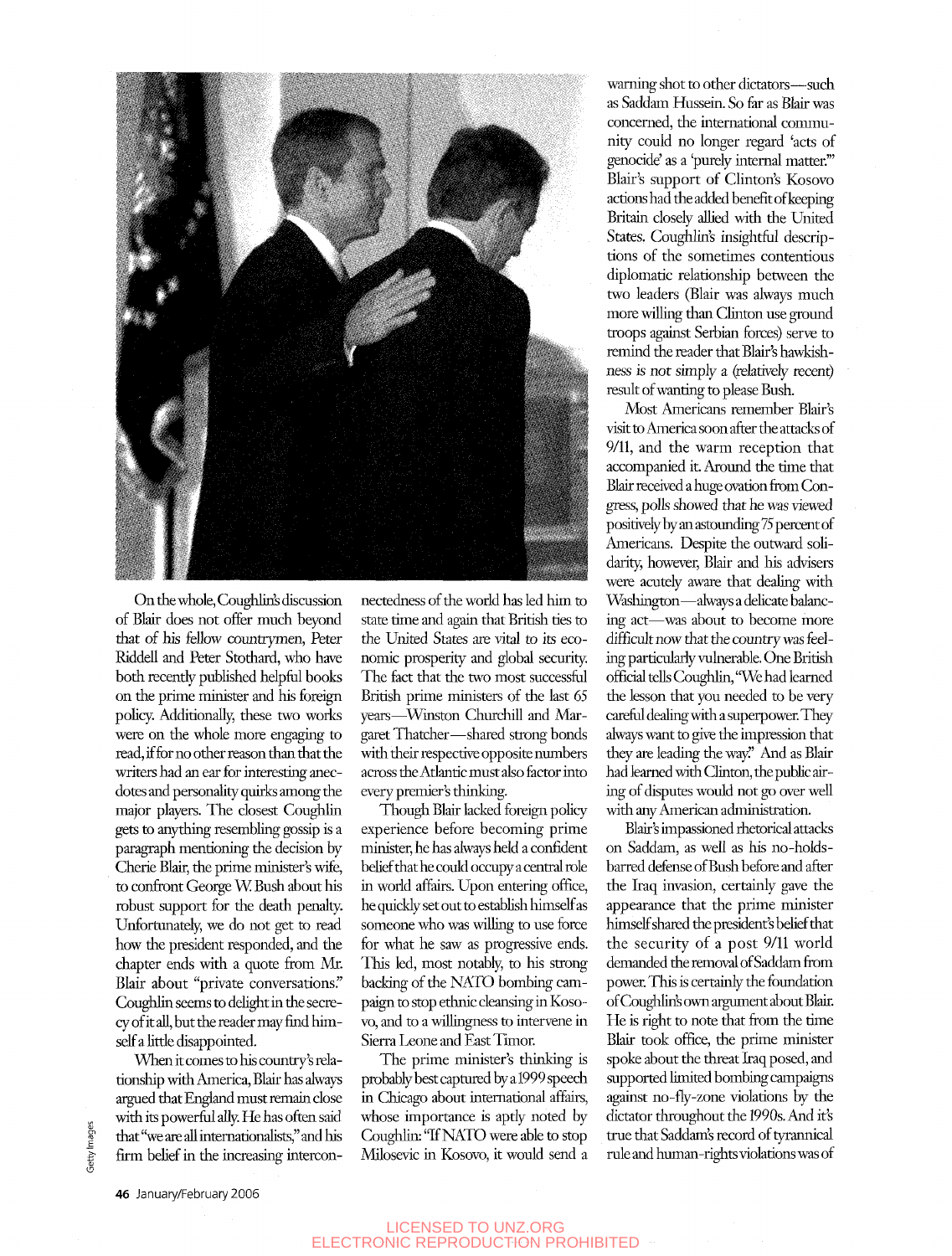On the whole, Coughlin's discussion of Blair does not offer much beyond that of his fellow countrymen, Peter Riddell and Peter Stothard, who have both recently published helpful books on the prime minister and his foreign policy. Additionally, these two works were on the whole more engaging to read, if for no other reason than that the writers had an ear for interesting anecdotes and personality quirks among the major players. The closest Coughlin gets to anything resembling gossip is a paragraph mentioning the decision by Cherie Blair, the prime minister's wife, to confront George W. Bush about his robust support for the death penalty. Unfortunately, we do not get to read how the president responded, and the chapter ends with a quote from Mr. Blair about "private conversations." Coughlin seems to delight in the secrecy of it all, but the reader may find himself a little disappointed.

When it comes to his country's relationship with America, Blair has always argued that England must remain close with its powerful ally. He has often said that "we are all internationalists," and his firm belief in the increasing interconnectedness of the world has led him to state time and again that British ties to the United States are vital to its economic prosperity and global security. The fact that the two most successful British prime ministers of the last 65 years—Winston Churchill and Margaret Thatcher—shared strong bonds with their respective opposite numbers across the Atlantic must also factor into every premier's thinking.

Though Blair lacked foreign policy experience before becoming prime minister, he has always held a confident belief that he could occupy a central role in world affairs. Upon entering office, he quickly set out to establish himself as someone who was willing to use force for what he saw as progressive ends. This led, most notably, to his strong backing of the NATO bombing campaign to stop ethnic cleansing in Kosovo, and to a willingness to intervene in Sierra Leone and East Timor.

The prime minister's thinking is probably best captured by a 1999 speech in Chicago about international affairs, whose importance is aptly noted by Coughlin: "If NATO were able to stop Milosevic in Kosovo, it would send a warning shot to other dictators—such as Saddam Hussein. So far as Blair was concerned, the international community could no longer regard 'acts of genocide' as a 'purely internal matter.'" Blair's support of Clinton's Kosovo actions had the added benefit of keeping Britain closely allied with the United States. Coughlin's insightful descriptions of the sometimes contentious diplomatic relationship between the two leaders (Blair was always much more willing than Clinton use ground troops against Serbian forces) serve to remind the reader that Blair's hawkishness is not simply a (relatively recent) result of wanting to please Bush.

Most Americans remember Blair's visit to America soon after the attacks of 9/11, and the warm reception that accompanied it. Around the time that Blair received a huge ovation from Congress, polls showed that he was viewed positively by an astounding 75 percent of Americans. Despite the outward solidarity, however, Blair and his advisers were acutely aware that dealing with Washington—always a delicate balancing act—was about to become more difficult now that the country was feeling particularly vulnerable. One British official tells Coughlin, "We had learned the lesson that you needed to be very careful dealing with a superpower. They always want to give the impression that they are leading the way." And as Blair had learned with Clinton, the public airing of disputes would not go over well with any American administration.

Blair's impassioned rhetorical attacks on Saddam, as well as his no-holds-barred defense of Bush before and after the Iraq invasion, certainly gave the appearance that the prime minister himself shared the president's belief that the security of a post 9/11 world demanded the removal of Saddam from power. This is certainly the foundation of Coughlin's own argument about Blair. He is right to note that from the time Blair took office, the prime minister spoke about the threat Iraq posed, and supported limited bombing campaigns against no-fly-zone violations by the dictator throughout the 1990s. And it's true that Saddam's record of tyrannical rule and human-rights violations was of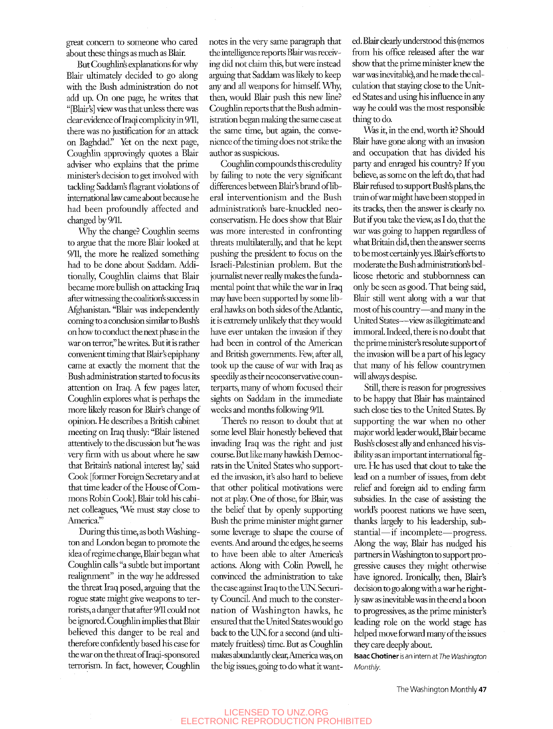great concern to someone who cared about these things as much as Blair.

But Coughlin's explanations for why Blair ultimately decided to go along with the Bush administration do not add up. On one page, he writes that "[Blair's] view was that unless there was clear evidence of Iraqi complicity in 9/11, there was no justification for an attack on Baghdad." Yet on the next page, Coughlin approvingly quotes a Blair adviser who explains that the prime minister's decision to get involved with tackling Saddam's flagrant violations of international law came about because he had been profoundly affected and changed by 9/11.

Why the change? Coughlin seems to argue that the more Blair looked at 9/11, the more he realized something had to be done about Saddam. Additionally, Coughlin claims that Blair became more bullish on attacking Iraq after witnessing the coalition's success in Afghanistan. "Blair was independently coming to a conclusion similar to Bush's on how to conduct the next phase in the war on terror," he writes. But it is rather convenient timing that Blair's epiphany came at exactly the moment that the Bush administration started to focus its attention on Iraq. A few pages later, Coughlin explores what is perhaps the more likely reason for Blair's change of opinion. He describes a British cabinet meeting on Iraq thusly: "Blair listened attentively to the discussion but 'he was very firm with us about where he saw that Britain's national interest lay,' said Cook [former Foreign Secretary and at that time leader of the House of Commons Robin Cook]. Blair told his cabinet colleagues, 'We must stay close to America.'"

During this time, as both Washington and London began to promote the idea of regime change, Blair began what Coughlin calls "a subtle but important realignment" in the way he addressed the threat Iraq posed, arguing that the rogue state might give weapons to terrorists, a danger that after 9/11 could not be ignored. Coughlin implies that Blair believed this danger to be real and therefore confidently based his case for the war on the threat of Iraqi-sponsored terrorism. In fact, however, Coughlin notes in the very same paragraph that the intelligence reports Blair was receiving did not claim this, but were instead arguing that Saddam was likely to keep any and all weapons for himself. Why, then, would Blair push this new line? Coughlin reports that the Bush administration began making the same case at the same time, but again, the convenience of the timing does not strike the author as suspicious.

Coughlin compounds this credulity by failing to note the very significant differences between Blair's brand of liberal interventionism and the Bush administration's bare-knuckled neoconservatism. He does show that Blair was more interested in confronting threats multilaterally, and that he kept pushing the president to focus on the Israeli-Palestinian problem. But the journalist never really makes the fundamental point that while the war in Iraq may have been supported by some liberal hawks on both sides of the Atlantic, it is extremely unlikely that they would have ever untaken the invasion if they had been in control of the American and British governments. Few, after all, took up the cause of war with Iraq as speedily as their neoconservative counterparts, many of whom focused their sights on Saddam in the immediate weeks and months following 9/11.

There's no reason to doubt that at some level Blair honestly believed that invading Iraq was the right and just course. But like many hawkish Democrats in the United States who supported the invasion, it's also hard to believe that other political motivations were not at play. One of those, for Blair, was the belief that by openly supporting Bush the prime minister might garner some leverage to shape the course of events. And around the edges, he seems to have been able to alter America's actions. Along with Colin Powell, he convinced the administration to take the case against Iraq to the U.N. Security Council. And much to the consternation of Washington hawks, he ensured that the United States would go back to the U.N. for a second (and ultimately fruitless) time. But as Coughlin makes abundantly clear, America was, on the big issues, going to do what it wanted. Blair clearly understood this (memos from his office released after the war show that the prime minister knew the war was inevitable), and he made the calculation that staying close to the United States and using his influence in any way he could was the most responsible thing to do.

Was it, in the end, worth it? Should Blair have gone along with an invasion and occupation that has divided his party and enraged his country? If you believe, as some on the left do, that had Blair refused to support Bush's plans, the train of war might have been stopped in its tracks, then the answer is clearly no. But if you take the view, as I do, that the war was going to happen regardless of what Britain did, then the answer seems to be most certainly yes. Blair's efforts to moderate the Bush administration's bellicose rhetoric and stubbornness can only be seen as good. That being said, Blair still went along with a war that most of his country—and many in the United States—view as illegitimate and immoral. Indeed, there is no doubt that the prime minister's resolute support of the invasion will be a part of his legacy that many of his fellow countrymen will always despise.

Still, there is reason for progressives to be happy that Blair has maintained such close ties to the United States. By supporting the war when no other major world leader would, Blair became Bush's closest ally and enhanced his visibility as an important international figure. He has used that clout to take the lead on a number of issues, from debt relief and foreign aid to ending farm subsidies. In the case of assisting the world's poorest nations we have seen, thanks largely to his leadership, substantial—if incomplete—progress. Along the way, Blair has nudged his partners in Washington to support progressive causes they might otherwise have ignored. Ironically, then, Blair's decision to go along with a war he rightly saw as inevitable was in the end a boon to progressives, as the prime minister's leading role on the world stage has helped move forward many of the issues they care deeply about.

**Isaac Chotiner** is an intern at *The Washington Monthly.*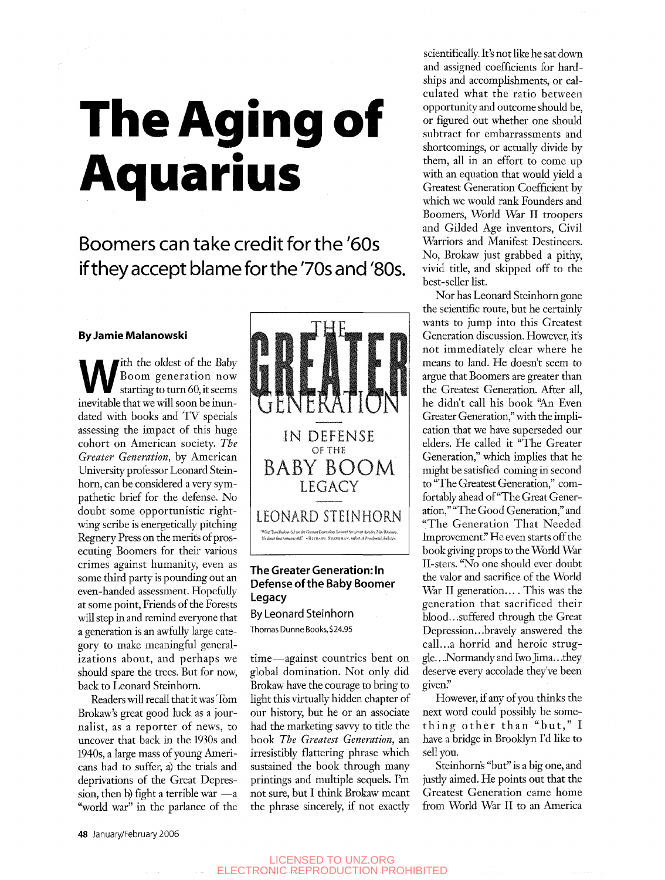# The Aging of Aquarius

## Boomers can take credit for the '60s if they accept blame for the '70s and '80s.

**By Jamie Malanowski**

With the oldest of the Baby Boom generation now starting to turn 60, it seems inevitable that we will soon be inundated with books and TV specials assessing the impact of this huge cohort on American society. *The Greater Generation*, by American University professor Leonard Steinhorn, can be considered a very sympathetic brief for the defense. No doubt some opportunistic right-wing scribe is energetically pitching Regnery Press on the merits of prosecuting Boomers for their various crimes against humanity, even as some third party is pounding out an even-handed assessment. Hopefully at some point, Friends of the Forests will step in and remind everyone that a generation is an awfully large category to make meaningful generalizations about, and perhaps we should spare the trees. But for now, back to Leonard Steinhorn.

**The Greater Generation: In Defense of the Baby Boomer Legacy**
By Leonard Steinhorn
Thomas Dunne Books, $24.95

Readers will recall that it was Tom Brokaw's great good luck as a journalist, as a reporter of news, to uncover that back in the 1930s and 1940s, a large mass of young Americans had to suffer, a) the trials and deprivations of the Great Depression, then b) fight a terrible war —a "world war" in the parlance of the time—against countries bent on global domination. Not only did Brokaw have the courage to bring to light this virtually hidden chapter of our history, but he or an associate had the marketing savvy to title the book *The Greatest Generation*, an irresistibly flattering phrase which sustained the book through many printings and multiple sequels. I'm not sure, but I think Brokaw meant the phrase sincerely, if not exactly scientifically. It's not like he sat down and assigned coefficients for hardships and accomplishments, or calculated what the ratio between opportunity and outcome should be, or figured out whether one should subtract for embarrassments and shortcomings, or actually divide by them, all in an effort to come up with an equation that would yield a Greatest Generation Coefficient by which we would rank Founders and Boomers, World War II troopers and Gilded Age inventors, Civil Warriors and Manifest Destineers. No, Brokaw just grabbed a pithy, vivid title, and skipped off to the best-seller list.

Nor has Leonard Steinhorn gone the scientific route, but he certainly wants to jump into this Greatest Generation discussion. However, it's not immediately clear where he means to land. He doesn't seem to argue that Boomers are greater than the Greatest Generation. After all, he didn't call his book "An Even Greater Generation," with the implication that we have superseded our elders. He called it "The Greater Generation," which implies that he might be satisfied coming in second to "The Greatest Generation," comfortably ahead of "The Great Generation," "The Good Generation," and "The Generation That Needed Improvement." He even starts off the book giving props to the World War II-sters. "No one should ever doubt the valor and sacrifice of the World War II generation.... This was the generation that sacrificed their blood...suffered through the Great Depression...bravely answered the call...a horrid and heroic struggle....Normandy and Iwo Jima...they deserve every accolade they've been given."

However, if any of you thinks the next word could possibly be something other than "but," I have a bridge in Brooklyn I'd like to sell you.

Steinhorn's "but" is a big one, and justly aimed. He points out that the Greatest Generation came home from World War II to an America